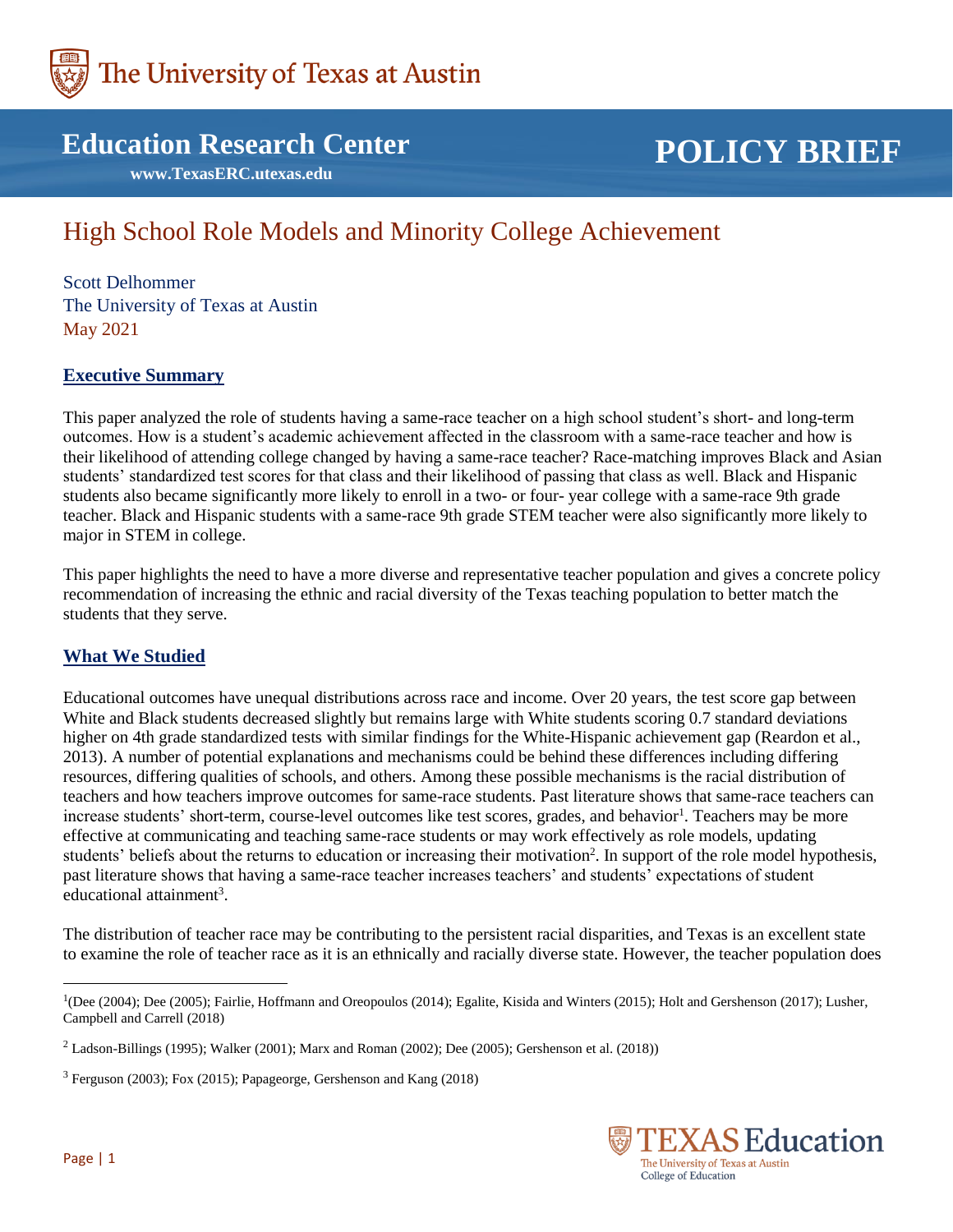The University of Texas at Austin

# Education Research Center

www.TexasERC.utexas.edu

POLICY BRIEF

# High School Role Models and Minority College Achievement

Scott Delhommer
The University of Texas at Austin
May 2021

## Executive Summary

This paper analyzed the role of students having a same-race teacher on a high school student's short- and long-term outcomes. How is a student's academic achievement affected in the classroom with a same-race teacher and how is their likelihood of attending college changed by having a same-race teacher? Race-matching improves Black and Asian students' standardized test scores for that class and their likelihood of passing that class as well. Black and Hispanic students also became significantly more likely to enroll in a two- or four- year college with a same-race 9th grade teacher. Black and Hispanic students with a same-race 9th grade STEM teacher were also significantly more likely to major in STEM in college.

This paper highlights the need to have a more diverse and representative teacher population and gives a concrete policy recommendation of increasing the ethnic and racial diversity of the Texas teaching population to better match the students that they serve.

## What We Studied

Educational outcomes have unequal distributions across race and income. Over 20 years, the test score gap between White and Black students decreased slightly but remains large with White students scoring 0.7 standard deviations higher on 4th grade standardized tests with similar findings for the White-Hispanic achievement gap (Reardon et al., 2013). A number of potential explanations and mechanisms could be behind these differences including differing resources, differing qualities of schools, and others. Among these possible mechanisms is the racial distribution of teachers and how teachers improve outcomes for same-race students. Past literature shows that same-race teachers can increase students' short-term, course-level outcomes like test scores, grades, and behavior[1]. Teachers may be more effective at communicating and teaching same-race students or may work effectively as role models, updating students' beliefs about the returns to education or increasing their motivation[2]. In support of the role model hypothesis, past literature shows that having a same-race teacher increases teachers' and students' expectations of student educational attainment[3].

The distribution of teacher race may be contributing to the persistent racial disparities, and Texas is an excellent state to examine the role of teacher race as it is an ethnically and racially diverse state. However, the teacher population does

---

[1](Dee (2004); Dee (2005); Fairlie, Hoffmann and Oreopoulos (2014); Egalite, Kisida and Winters (2015); Holt and Gershenson (2017); Lusher, Campbell and Carrell (2018)

[2] Ladson-Billings (1995); Walker (2001); Marx and Roman (2002); Dee (2005); Gershenson et al. (2018))

[3] Ferguson (2003); Fox (2015); Papageorge, Gershenson and Kang (2018)

TEXAS Education
The University of Texas at Austin
College of Education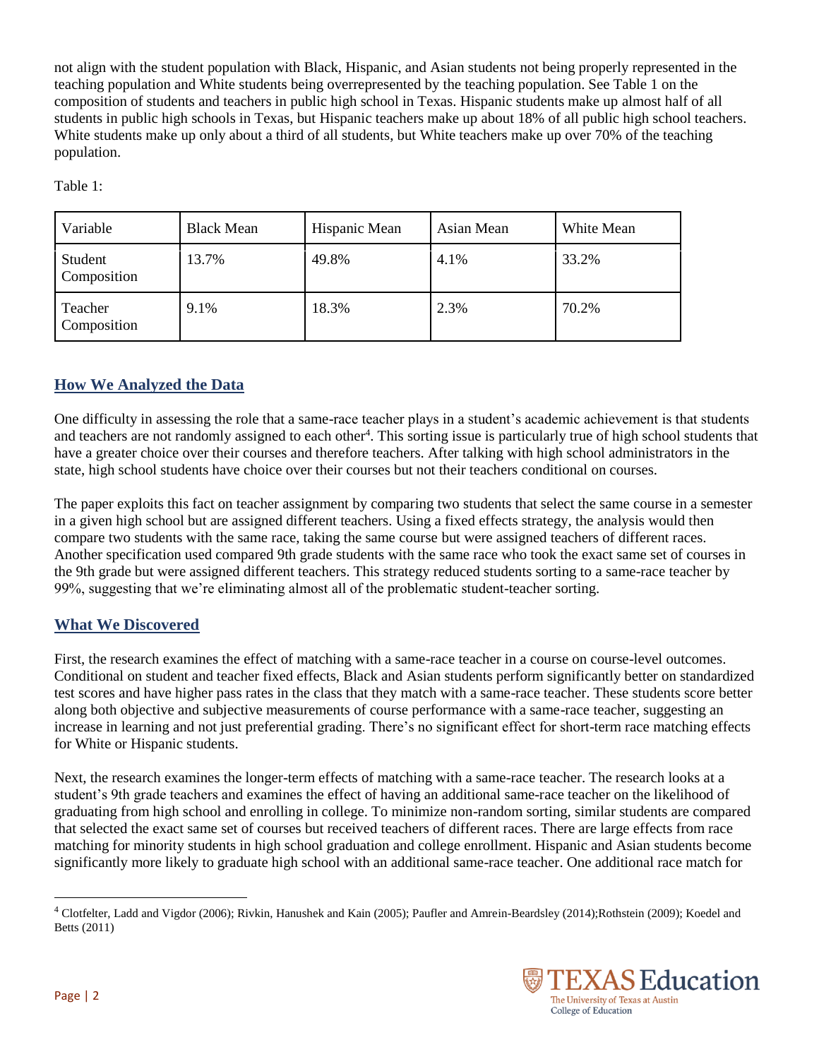not align with the student population with Black, Hispanic, and Asian students not being properly represented in the teaching population and White students being overrepresented by the teaching population. See Table 1 on the composition of students and teachers in public high school in Texas. Hispanic students make up almost half of all students in public high schools in Texas, but Hispanic teachers make up about 18% of all public high school teachers. White students make up only about a third of all students, but White teachers make up over 70% of the teaching population.

Table 1:

| Variable | Black Mean | Hispanic Mean | Asian Mean | White Mean |
|---|---|---|---|---|
| Student Composition | 13.7% | 49.8% | 4.1% | 33.2% |
| Teacher Composition | 9.1% | 18.3% | 2.3% | 70.2% |

## How We Analyzed the Data

One difficulty in assessing the role that a same-race teacher plays in a student's academic achievement is that students and teachers are not randomly assigned to each other[4]. This sorting issue is particularly true of high school students that have a greater choice over their courses and therefore teachers. After talking with high school administrators in the state, high school students have choice over their courses but not their teachers conditional on courses.

The paper exploits this fact on teacher assignment by comparing two students that select the same course in a semester in a given high school but are assigned different teachers. Using a fixed effects strategy, the analysis would then compare two students with the same race, taking the same course but were assigned teachers of different races. Another specification used compared 9th grade students with the same race who took the exact same set of courses in the 9th grade but were assigned different teachers. This strategy reduced students sorting to a same-race teacher by 99%, suggesting that we're eliminating almost all of the problematic student-teacher sorting.

## What We Discovered

First, the research examines the effect of matching with a same-race teacher in a course on course-level outcomes. Conditional on student and teacher fixed effects, Black and Asian students perform significantly better on standardized test scores and have higher pass rates in the class that they match with a same-race teacher. These students score better along both objective and subjective measurements of course performance with a same-race teacher, suggesting an increase in learning and not just preferential grading. There's no significant effect for short-term race matching effects for White or Hispanic students.

Next, the research examines the longer-term effects of matching with a same-race teacher. The research looks at a student's 9th grade teachers and examines the effect of having an additional same-race teacher on the likelihood of graduating from high school and enrolling in college. To minimize non-random sorting, similar students are compared that selected the exact same set of courses but received teachers of different races. There are large effects from race matching for minority students in high school graduation and college enrollment. Hispanic and Asian students become significantly more likely to graduate high school with an additional same-race teacher. One additional race match for

[4] Clotfelter, Ladd and Vigdor (2006); Rivkin, Hanushek and Kain (2005); Paufler and Amrein-Beardsley (2014);Rothstein (2009); Koedel and Betts (2011)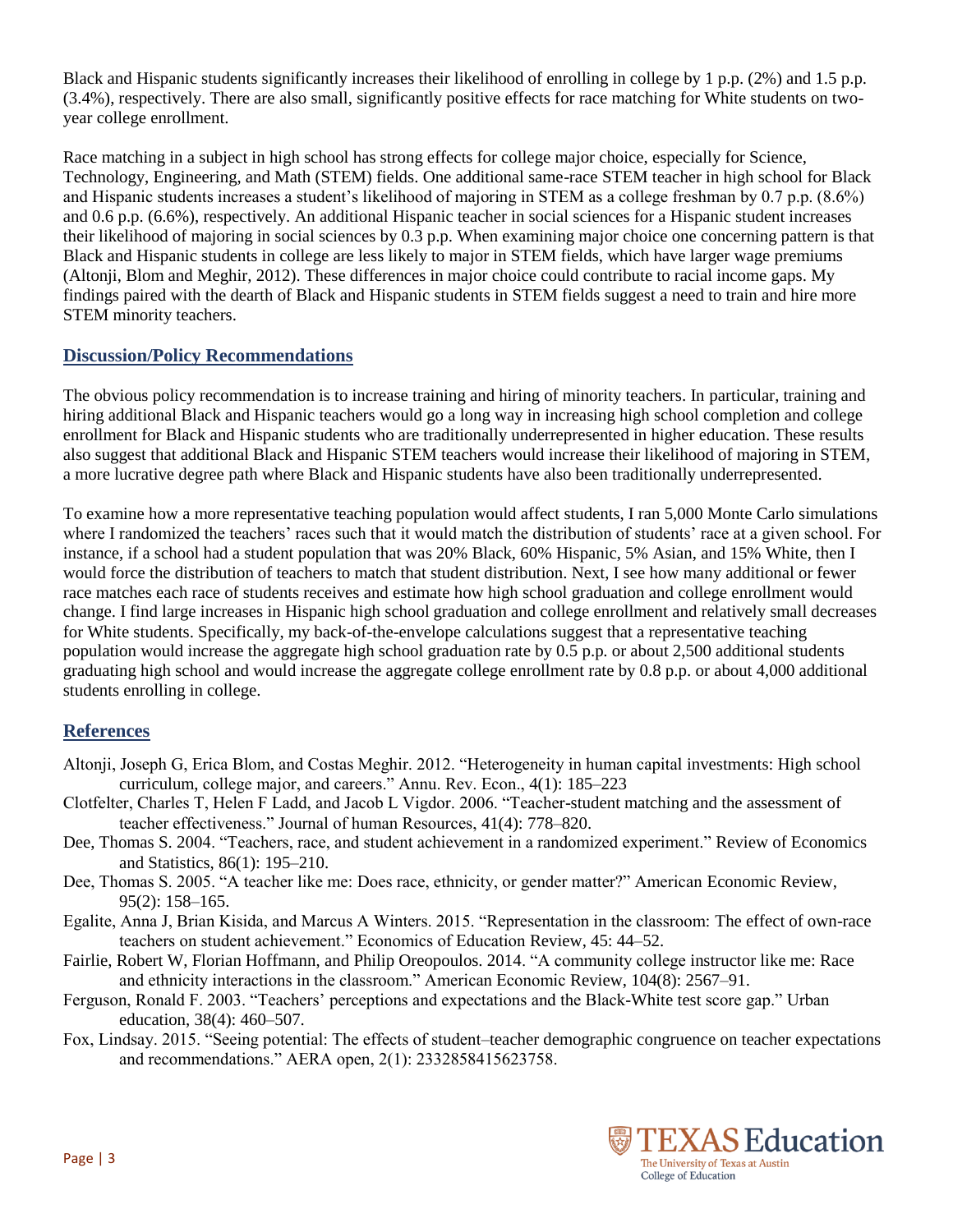Black and Hispanic students significantly increases their likelihood of enrolling in college by 1 p.p. (2%) and 1.5 p.p. (3.4%), respectively. There are also small, significantly positive effects for race matching for White students on two-year college enrollment.

Race matching in a subject in high school has strong effects for college major choice, especially for Science, Technology, Engineering, and Math (STEM) fields. One additional same-race STEM teacher in high school for Black and Hispanic students increases a student's likelihood of majoring in STEM as a college freshman by 0.7 p.p. (8.6%) and 0.6 p.p. (6.6%), respectively. An additional Hispanic teacher in social sciences for a Hispanic student increases their likelihood of majoring in social sciences by 0.3 p.p. When examining major choice one concerning pattern is that Black and Hispanic students in college are less likely to major in STEM fields, which have larger wage premiums (Altonji, Blom and Meghir, 2012). These differences in major choice could contribute to racial income gaps. My findings paired with the dearth of Black and Hispanic students in STEM fields suggest a need to train and hire more STEM minority teachers.

## Discussion/Policy Recommendations

The obvious policy recommendation is to increase training and hiring of minority teachers. In particular, training and hiring additional Black and Hispanic teachers would go a long way in increasing high school completion and college enrollment for Black and Hispanic students who are traditionally underrepresented in higher education. These results also suggest that additional Black and Hispanic STEM teachers would increase their likelihood of majoring in STEM, a more lucrative degree path where Black and Hispanic students have also been traditionally underrepresented.

To examine how a more representative teaching population would affect students, I ran 5,000 Monte Carlo simulations where I randomized the teachers' races such that it would match the distribution of students' race at a given school. For instance, if a school had a student population that was 20% Black, 60% Hispanic, 5% Asian, and 15% White, then I would force the distribution of teachers to match that student distribution. Next, I see how many additional or fewer race matches each race of students receives and estimate how high school graduation and college enrollment would change. I find large increases in Hispanic high school graduation and college enrollment and relatively small decreases for White students. Specifically, my back-of-the-envelope calculations suggest that a representative teaching population would increase the aggregate high school graduation rate by 0.5 p.p. or about 2,500 additional students graduating high school and would increase the aggregate college enrollment rate by 0.8 p.p. or about 4,000 additional students enrolling in college.

## References

- Altonji, Joseph G, Erica Blom, and Costas Meghir. 2012. "Heterogeneity in human capital investments: High school curriculum, college major, and careers." Annu. Rev. Econ., 4(1): 185–223
- Clotfelter, Charles T, Helen F Ladd, and Jacob L Vigdor. 2006. "Teacher-student matching and the assessment of teacher effectiveness." Journal of human Resources, 41(4): 778–820.
- Dee, Thomas S. 2004. "Teachers, race, and student achievement in a randomized experiment." Review of Economics and Statistics, 86(1): 195–210.
- Dee, Thomas S. 2005. "A teacher like me: Does race, ethnicity, or gender matter?" American Economic Review, 95(2): 158–165.
- Egalite, Anna J, Brian Kisida, and Marcus A Winters. 2015. "Representation in the classroom: The effect of own-race teachers on student achievement." Economics of Education Review, 45: 44–52.
- Fairlie, Robert W, Florian Hoffmann, and Philip Oreopoulos. 2014. "A community college instructor like me: Race and ethnicity interactions in the classroom." American Economic Review, 104(8): 2567–91.
- Ferguson, Ronald F. 2003. "Teachers' perceptions and expectations and the Black-White test score gap." Urban education, 38(4): 460–507.
- Fox, Lindsay. 2015. "Seeing potential: The effects of student–teacher demographic congruence on teacher expectations and recommendations." AERA open, 2(1): 2332858415623758.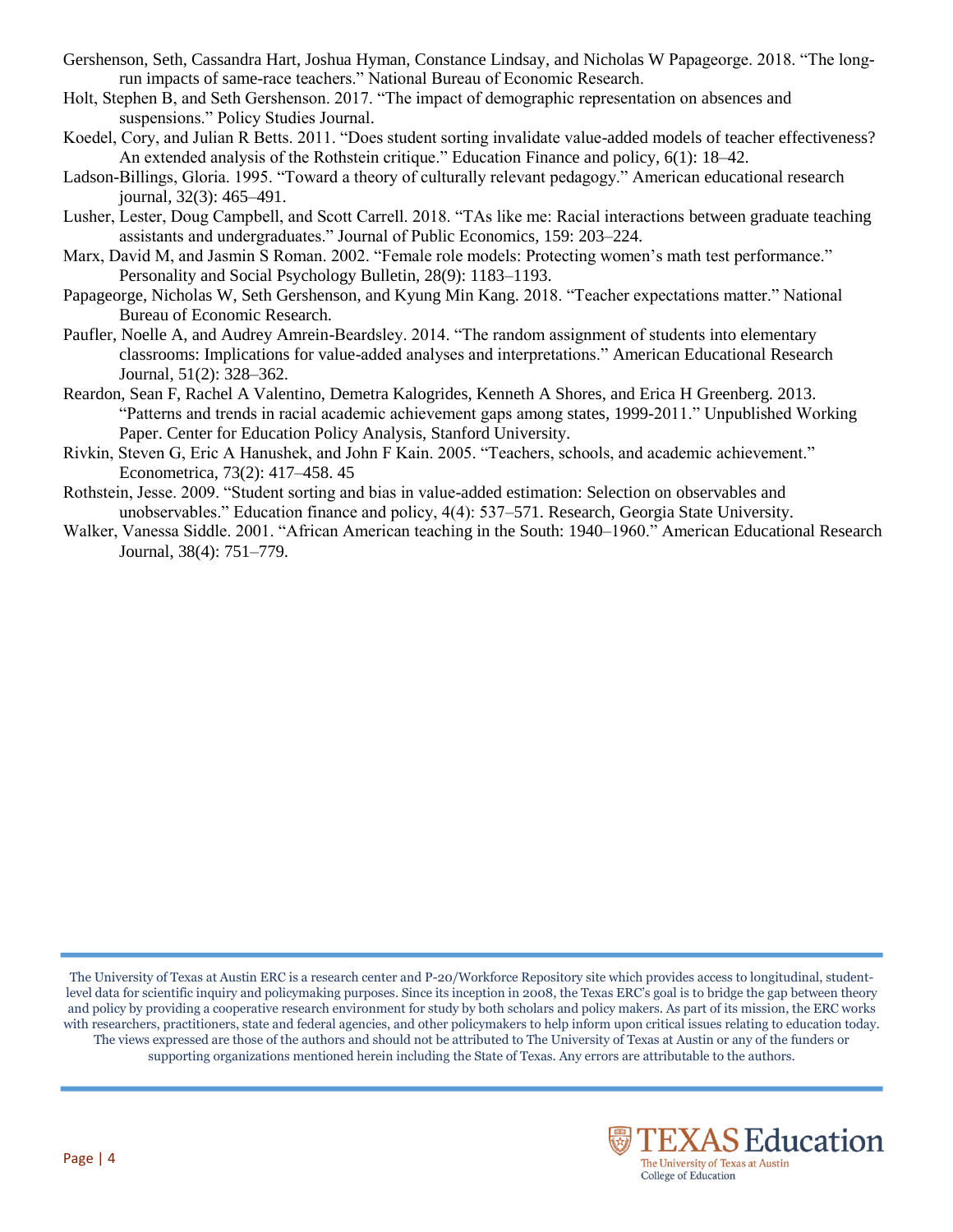Gershenson, Seth, Cassandra Hart, Joshua Hyman, Constance Lindsay, and Nicholas W Papageorge. 2018. "The long-run impacts of same-race teachers." National Bureau of Economic Research.

Holt, Stephen B, and Seth Gershenson. 2017. "The impact of demographic representation on absences and suspensions." Policy Studies Journal.

Koedel, Cory, and Julian R Betts. 2011. "Does student sorting invalidate value-added models of teacher effectiveness? An extended analysis of the Rothstein critique." Education Finance and policy, 6(1): 18–42.

Ladson-Billings, Gloria. 1995. "Toward a theory of culturally relevant pedagogy." American educational research journal, 32(3): 465–491.

Lusher, Lester, Doug Campbell, and Scott Carrell. 2018. "TAs like me: Racial interactions between graduate teaching assistants and undergraduates." Journal of Public Economics, 159: 203–224.

Marx, David M, and Jasmin S Roman. 2002. "Female role models: Protecting women's math test performance." Personality and Social Psychology Bulletin, 28(9): 1183–1193.

Papageorge, Nicholas W, Seth Gershenson, and Kyung Min Kang. 2018. "Teacher expectations matter." National Bureau of Economic Research.

Paufler, Noelle A, and Audrey Amrein-Beardsley. 2014. "The random assignment of students into elementary classrooms: Implications for value-added analyses and interpretations." American Educational Research Journal, 51(2): 328–362.

Reardon, Sean F, Rachel A Valentino, Demetra Kalogrides, Kenneth A Shores, and Erica H Greenberg. 2013. "Patterns and trends in racial academic achievement gaps among states, 1999-2011." Unpublished Working Paper. Center for Education Policy Analysis, Stanford University.

Rivkin, Steven G, Eric A Hanushek, and John F Kain. 2005. "Teachers, schools, and academic achievement." Econometrica, 73(2): 417–458. 45

Rothstein, Jesse. 2009. "Student sorting and bias in value-added estimation: Selection on observables and unobservables." Education finance and policy, 4(4): 537–571. Research, Georgia State University.

Walker, Vanessa Siddle. 2001. "African American teaching in the South: 1940–1960." American Educational Research Journal, 38(4): 751–779.

---

The University of Texas at Austin ERC is a research center and P-20/Workforce Repository site which provides access to longitudinal, student-level data for scientific inquiry and policymaking purposes. Since its inception in 2008, the Texas ERC's goal is to bridge the gap between theory and policy by providing a cooperative research environment for study by both scholars and policy makers. As part of its mission, the ERC works with researchers, practitioners, state and federal agencies, and other policymakers to help inform upon critical issues relating to education today. The views expressed are those of the authors and should not be attributed to The University of Texas at Austin or any of the funders or supporting organizations mentioned herein including the State of Texas. Any errors are attributable to the authors.

---

TEXAS Education
The University of Texas at Austin
College of Education